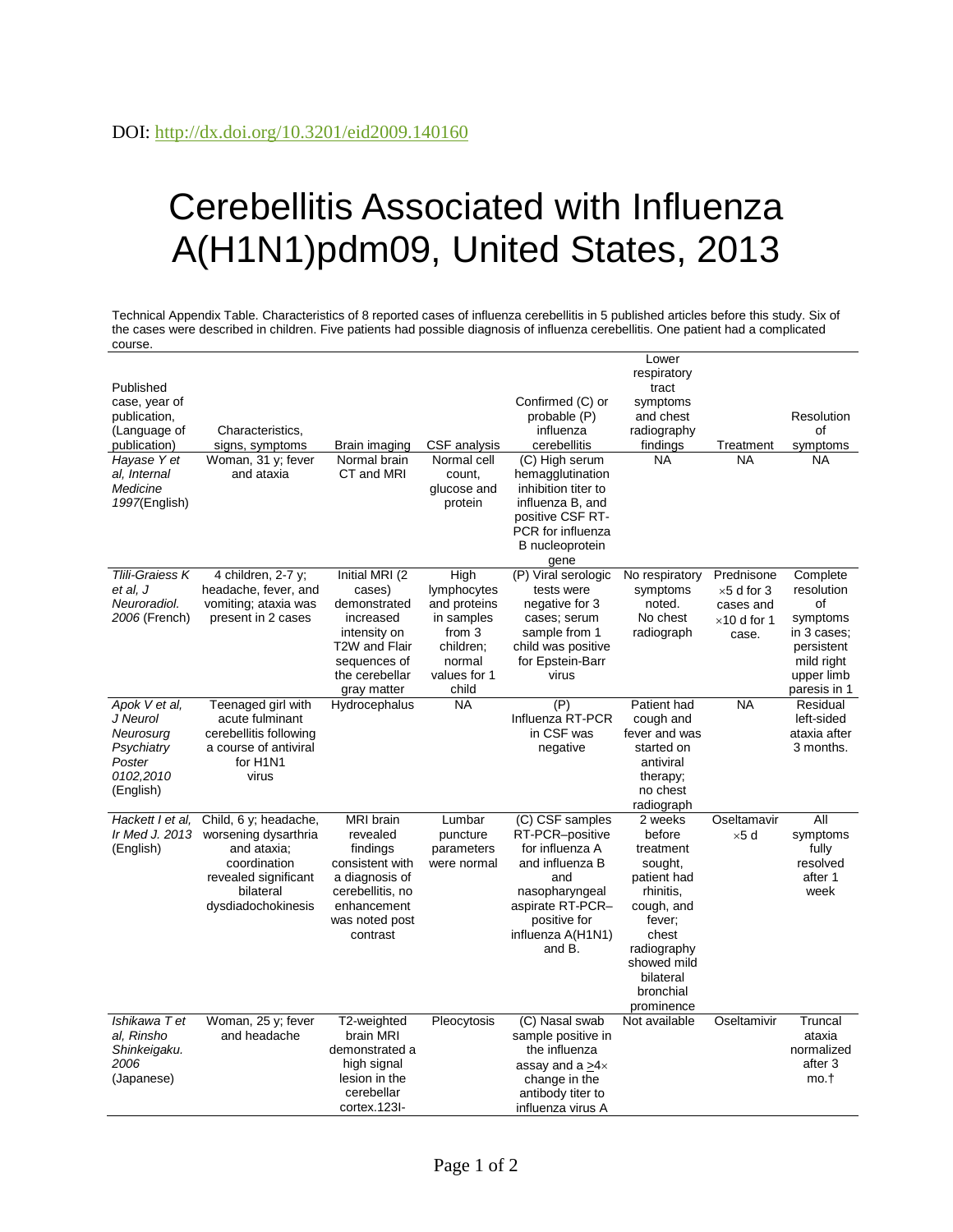DOI: http://dx.doi.org/10.3201/eid2009.140160

# Cerebellitis Associated with Influenza A(H1N1)pdm09, United States, 2013

Technical Appendix Table. Characteristics of 8 reported cases of influenza cerebellitis in 5 published articles before this study. Six of the cases were described in children. Five patients had possible diagnosis of influenza cerebellitis. One patient had a complicated course.

| Published case, year of publication, (Language of publication) | Characteristics, signs, symptoms | Brain imaging | CSF analysis | Confirmed (C) or probable (P) influenza cerebellitis | Lower respiratory tract symptoms and chest radiography findings | Treatment | Resolution of symptoms |
|---|---|---|---|---|---|---|---|
| *Hayase Y et al, Internal Medicine 1997*(English) | Woman, 31 y; fever and ataxia | Normal brain CT and MRI | Normal cell count, glucose and protein | (C) High serum hemagglutination inhibition titer to influenza B, and positive CSF RT-PCR for influenza B nucleoprotein gene | NA | NA | NA |
| *Tlili-Graiess K et al, J Neuroradiol. 2006* (French) | 4 children, 2-7 y; headache, fever, and vomiting; ataxia was present in 2 cases | Initial MRI (2 cases) demonstrated increased intensity on T2W and Flair sequences of the cerebellar gray matter | High lymphocytes and proteins in samples from 3 children; normal values for 1 child | (P) Viral serologic tests were negative for 3 cases; serum sample from 1 child was positive for Epstein-Barr virus | No respiratory symptoms noted. No chest radiograph | Prednisone ×5 d for 3 cases and ×10 d for 1 case. | Complete resolution of symptoms in 3 cases; persistent mild right upper limb paresis in 1 |
| *Apok V et al, J Neurol Neurosurg Psychiatry Poster 0102,2010* (English) | Teenaged girl with acute fulminant cerebellitis following a course of antiviral for H1N1 virus | Hydrocephalus | NA | (P) Influenza RT-PCR in CSF was negative | Patient had cough and fever and was started on antiviral therapy; no chest radiograph | NA | Residual left-sided ataxia after 3 months. |
| *Hackett I et al, Ir Med J. 2013* (English) | Child, 6 y; headache, worsening dysarthria and ataxia; coordination revealed significant bilateral dysdiadochokinesis | MRI brain revealed findings consistent with a diagnosis of cerebellitis, no enhancement was noted post contrast | Lumbar puncture parameters were normal | (C) CSF samples RT-PCR–positive for influenza A and influenza B and nasopharyngeal aspirate RT-PCR–positive for influenza A(H1N1) and B. | 2 weeks before treatment sought, patient had rhinitis, cough, and fever; chest radiography showed mild bilateral bronchial prominence | Oseltamavir ×5 d | All symptoms fully resolved after 1 week |
| *Ishikawa T et al, Rinsho Shinkeigaku. 2006* (Japanese) | Woman, 25 y; fever and headache | T2-weighted brain MRI demonstrated a high signal lesion in the cerebellar cortex.123I- | Pleocytosis | (C) Nasal swab sample positive in the influenza assay and a ≥4× change in the antibody titer to influenza virus A | Not available | Oseltamivir | Truncal ataxia normalized after 3 mo.† |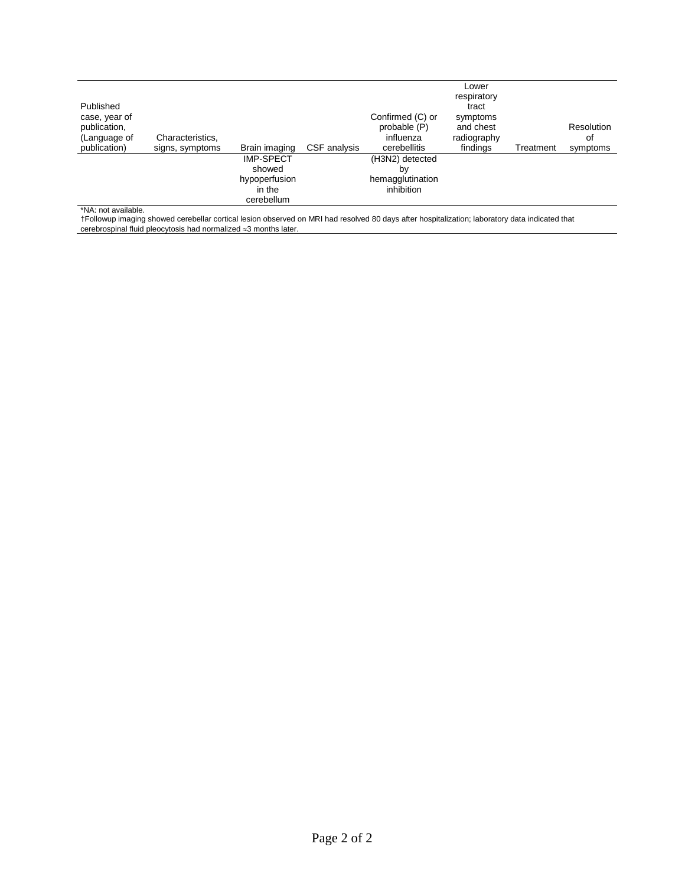| Published case, year of publication, (Language of publication) | Characteristics, signs, symptoms | Brain imaging | CSF analysis | Confirmed (C) or probable (P) influenza cerebellitis | Lower respiratory tract symptoms and chest radiography findings | Treatment | Resolution of symptoms |
|---|---|---|---|---|---|---|---|
| | | IMP-SPECT showed hypoperfusion in the cerebellum | | (H3N2) detected by hemagglutination inhibition | | | |

*NA: not available.

†Followup imaging showed cerebellar cortical lesion observed on MRI had resolved 80 days after hospitalization; laboratory data indicated that cerebrospinal fluid pleocytosis had normalized ≈3 months later.